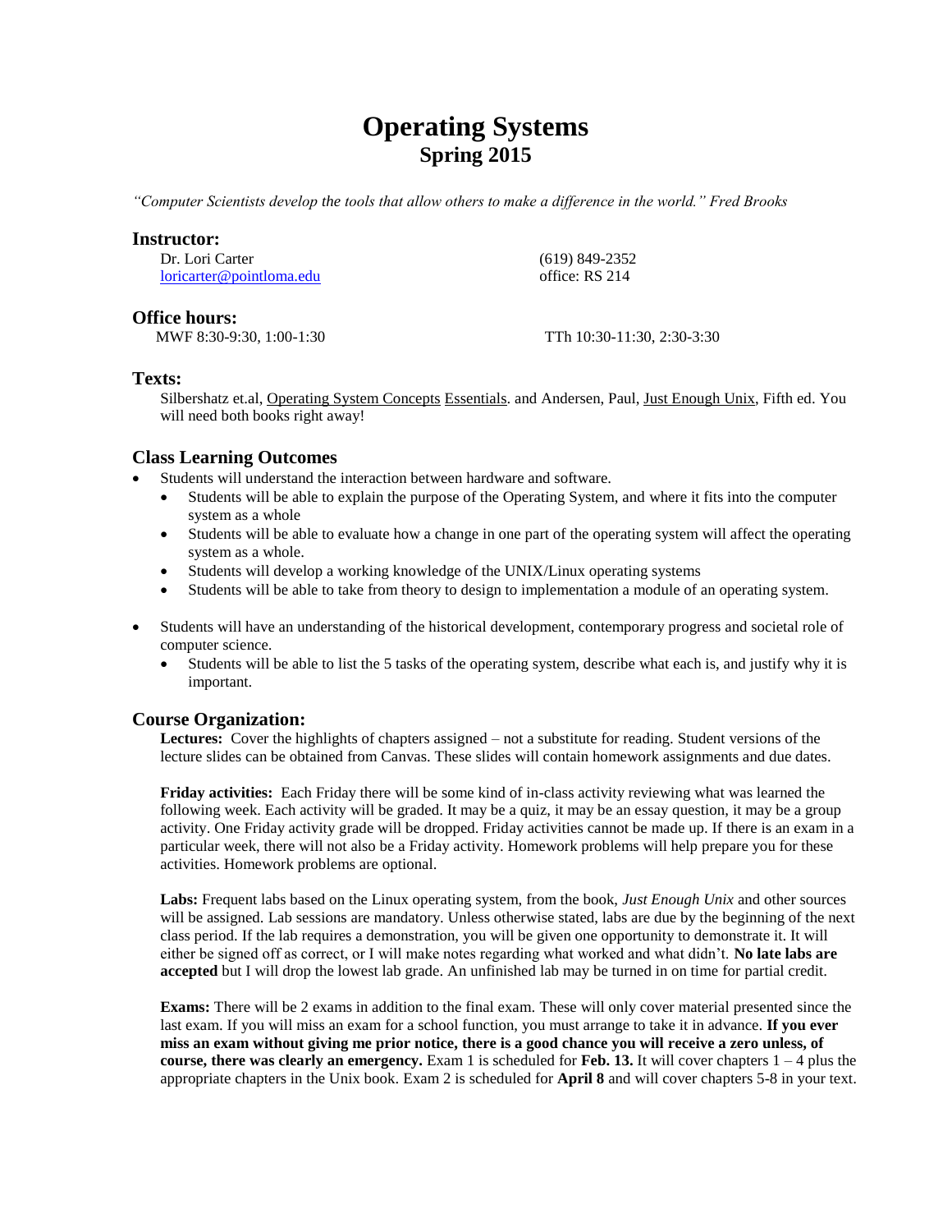# Operating Systems
## Spring 2015

*"Computer Scientists develop the tools that allow others to make a difference in the world." Fred Brooks*

### Instructor:

Dr. Lori Carter
loricarter@pointloma.edu

(619) 849-2352
office: RS 214

### Office hours:

MWF 8:30-9:30, 1:00-1:30

TTh 10:30-11:30, 2:30-3:30

### Texts:

Silbershatz et.al, Operating System Concepts Essentials. and Andersen, Paul, Just Enough Unix, Fifth ed. You will need both books right away!

### Class Learning Outcomes

- Students will understand the interaction between hardware and software.
  - Students will be able to explain the purpose of the Operating System, and where it fits into the computer system as a whole
  - Students will be able to evaluate how a change in one part of the operating system will affect the operating system as a whole.
  - Students will develop a working knowledge of the UNIX/Linux operating systems
  - Students will be able to take from theory to design to implementation a module of an operating system.
- Students will have an understanding of the historical development, contemporary progress and societal role of computer science.
  - Students will be able to list the 5 tasks of the operating system, describe what each is, and justify why it is important.

### Course Organization:

**Lectures:** Cover the highlights of chapters assigned – not a substitute for reading. Student versions of the lecture slides can be obtained from Canvas. These slides will contain homework assignments and due dates.

**Friday activities:** Each Friday there will be some kind of in-class activity reviewing what was learned the following week. Each activity will be graded. It may be a quiz, it may be an essay question, it may be a group activity. One Friday activity grade will be dropped. Friday activities cannot be made up. If there is an exam in a particular week, there will not also be a Friday activity. Homework problems will help prepare you for these activities. Homework problems are optional.

**Labs:** Frequent labs based on the Linux operating system, from the book, *Just Enough Unix* and other sources will be assigned. Lab sessions are mandatory. Unless otherwise stated, labs are due by the beginning of the next class period. If the lab requires a demonstration, you will be given one opportunity to demonstrate it. It will either be signed off as correct, or I will make notes regarding what worked and what didn't. **No late labs are accepted** but I will drop the lowest lab grade. An unfinished lab may be turned in on time for partial credit.

**Exams:** There will be 2 exams in addition to the final exam. These will only cover material presented since the last exam. If you will miss an exam for a school function, you must arrange to take it in advance. **If you ever miss an exam without giving me prior notice, there is a good chance you will receive a zero unless, of course, there was clearly an emergency.** Exam 1 is scheduled for **Feb. 13.** It will cover chapters 1 – 4 plus the appropriate chapters in the Unix book. Exam 2 is scheduled for **April 8** and will cover chapters 5-8 in your text.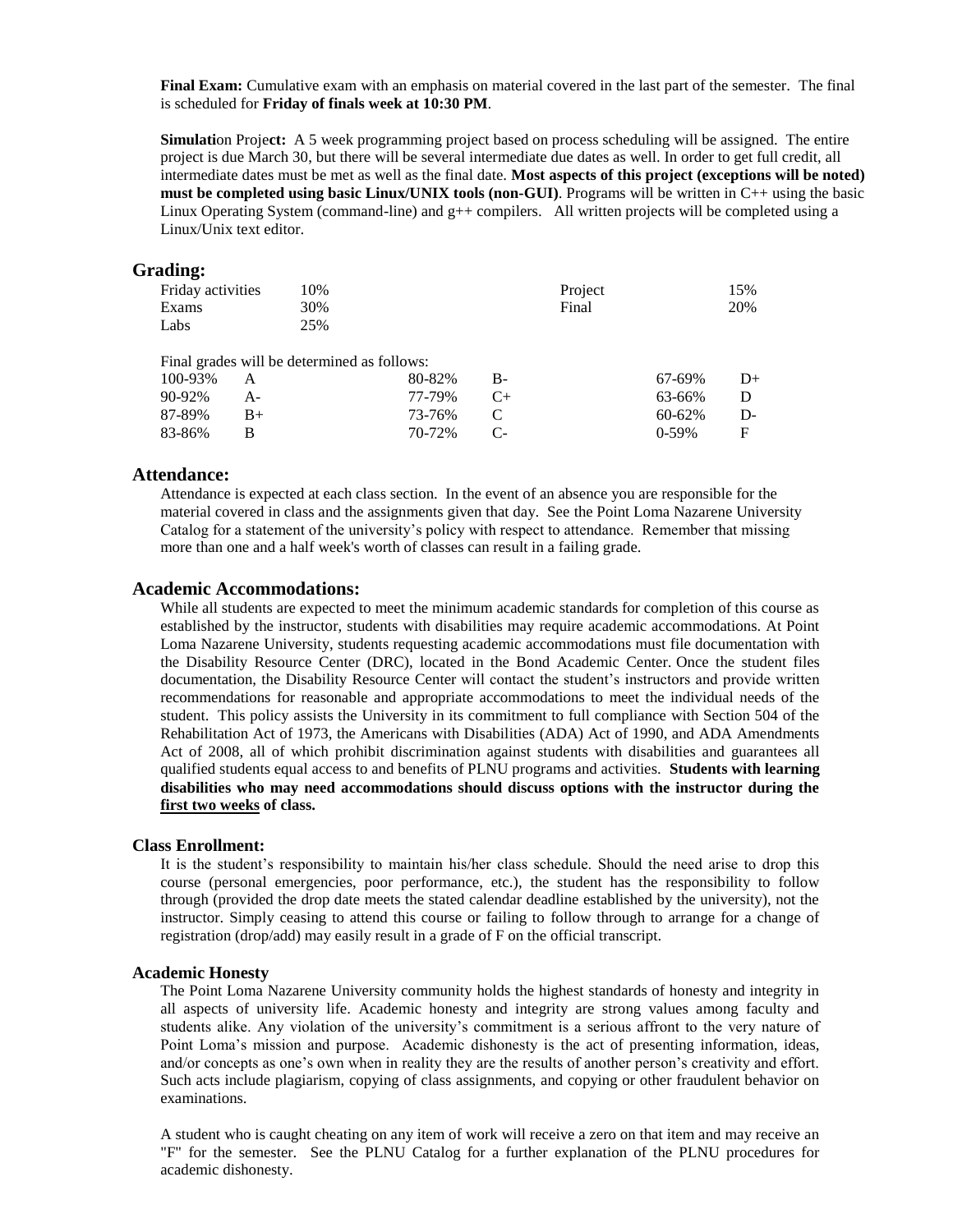**Final Exam:** Cumulative exam with an emphasis on material covered in the last part of the semester. The final is scheduled for **Friday of finals week at 10:30 PM**.

**Simulation Project:** A 5 week programming project based on process scheduling will be assigned. The entire project is due March 30, but there will be several intermediate due dates as well. In order to get full credit, all intermediate dates must be met as well as the final date. **Most aspects of this project (exceptions will be noted) must be completed using basic Linux/UNIX tools (non-GUI)**. Programs will be written in C++ using the basic Linux Operating System (command-line) and g++ compilers. All written projects will be completed using a Linux/Unix text editor.

## Grading:

| | | | |
|---|---|---|---|
| Friday activities | 10% | Project | 15% |
| Exams | 30% | Final | 20% |
| Labs | 25% | | |

Final grades will be determined as follows:

| | | | | | |
|---|---|---|---|---|---|
| 100-93% | A | 80-82% | B- | 67-69% | D+ |
| 90-92% | A- | 77-79% | C+ | 63-66% | D |
| 87-89% | B+ | 73-76% | C | 60-62% | D- |
| 83-86% | B | 70-72% | C- | 0-59% | F |

## Attendance:

Attendance is expected at each class section. In the event of an absence you are responsible for the material covered in class and the assignments given that day. See the Point Loma Nazarene University Catalog for a statement of the university's policy with respect to attendance. Remember that missing more than one and a half week's worth of classes can result in a failing grade.

## Academic Accommodations:

While all students are expected to meet the minimum academic standards for completion of this course as established by the instructor, students with disabilities may require academic accommodations. At Point Loma Nazarene University, students requesting academic accommodations must file documentation with the Disability Resource Center (DRC), located in the Bond Academic Center. Once the student files documentation, the Disability Resource Center will contact the student's instructors and provide written recommendations for reasonable and appropriate accommodations to meet the individual needs of the student. This policy assists the University in its commitment to full compliance with Section 504 of the Rehabilitation Act of 1973, the Americans with Disabilities (ADA) Act of 1990, and ADA Amendments Act of 2008, all of which prohibit discrimination against students with disabilities and guarantees all qualified students equal access to and benefits of PLNU programs and activities. **Students with learning disabilities who may need accommodations should discuss options with the instructor during the <u>first two weeks</u> of class.**

### Class Enrollment:

It is the student's responsibility to maintain his/her class schedule. Should the need arise to drop this course (personal emergencies, poor performance, etc.), the student has the responsibility to follow through (provided the drop date meets the stated calendar deadline established by the university), not the instructor. Simply ceasing to attend this course or failing to follow through to arrange for a change of registration (drop/add) may easily result in a grade of F on the official transcript.

### Academic Honesty

The Point Loma Nazarene University community holds the highest standards of honesty and integrity in all aspects of university life. Academic honesty and integrity are strong values among faculty and students alike. Any violation of the university's commitment is a serious affront to the very nature of Point Loma's mission and purpose. Academic dishonesty is the act of presenting information, ideas, and/or concepts as one's own when in reality they are the results of another person's creativity and effort. Such acts include plagiarism, copying of class assignments, and copying or other fraudulent behavior on examinations.

A student who is caught cheating on any item of work will receive a zero on that item and may receive an "F" for the semester. See the PLNU Catalog for a further explanation of the PLNU procedures for academic dishonesty.